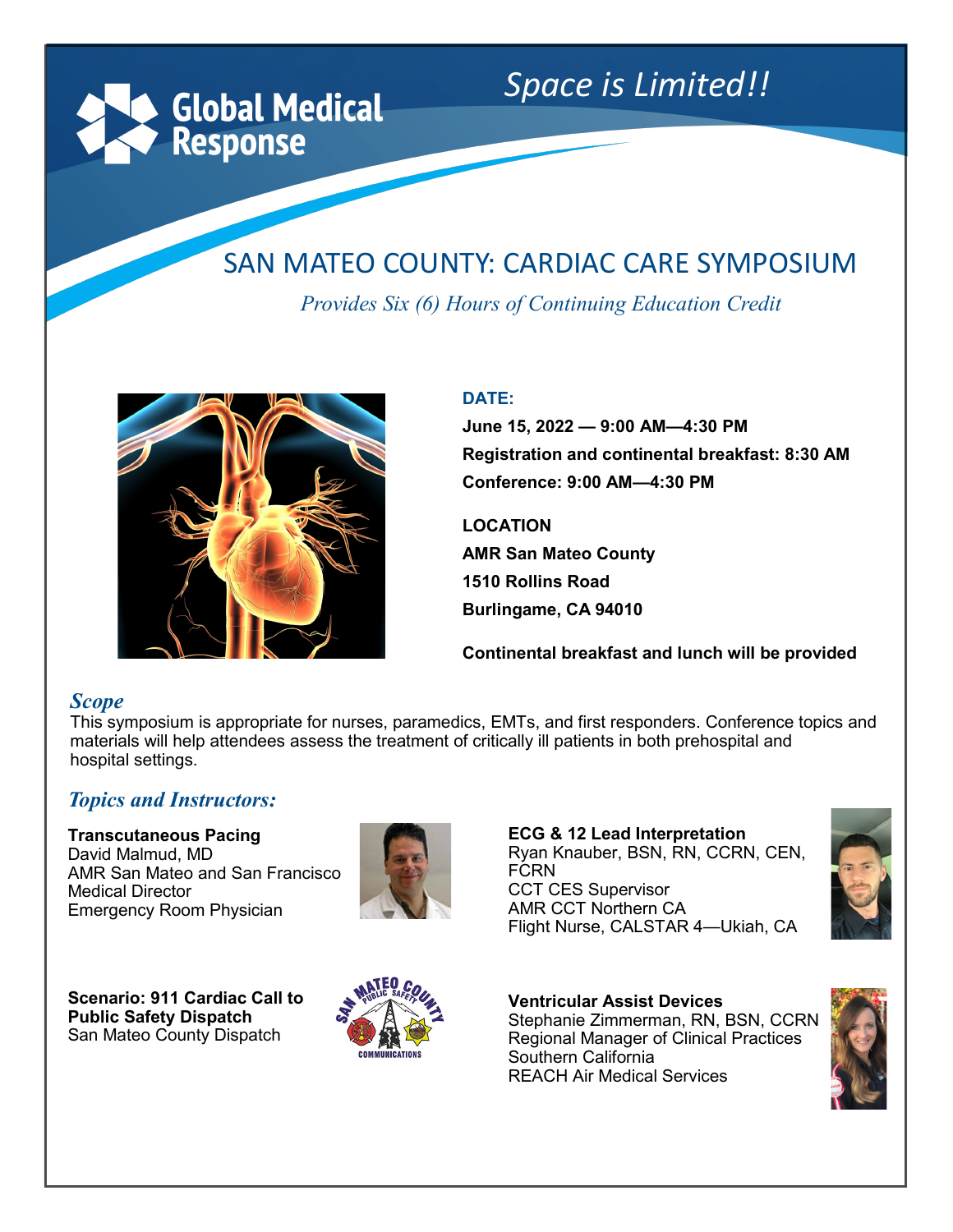Global Medical Response

*Space is Limited!!*

# SAN MATEO COUNTY: CARDIAC CARE SYMPOSIUM

*Provides Six (6) Hours of Continuing Education Credit*

**DATE:**

**June 15, 2022 — 9:00 AM—4:30 PM**

**Registration and continental breakfast: 8:30 AM**

**Conference: 9:00 AM—4:30 PM**

**LOCATION**

**AMR San Mateo County**

**1510 Rollins Road**

**Burlingame, CA 94010**

**Continental breakfast and lunch will be provided**

## *Scope*

This symposium is appropriate for nurses, paramedics, EMTs, and first responders. Conference topics and materials will help attendees assess the treatment of critically ill patients in both prehospital and hospital settings.

## *Topics and Instructors:*

**Transcutaneous Pacing**
David Malmud, MD
AMR San Mateo and San Francisco Medical Director
Emergency Room Physician

**ECG & 12 Lead Interpretation**
Ryan Knauber, BSN, RN, CCRN, CEN, FCRN
CCT CES Supervisor
AMR CCT Northern CA
Flight Nurse, CALSTAR 4—Ukiah, CA

**Scenario: 911 Cardiac Call to Public Safety Dispatch**
San Mateo County Dispatch

**Ventricular Assist Devices**
Stephanie Zimmerman, RN, BSN, CCRN
Regional Manager of Clinical Practices
Southern California
REACH Air Medical Services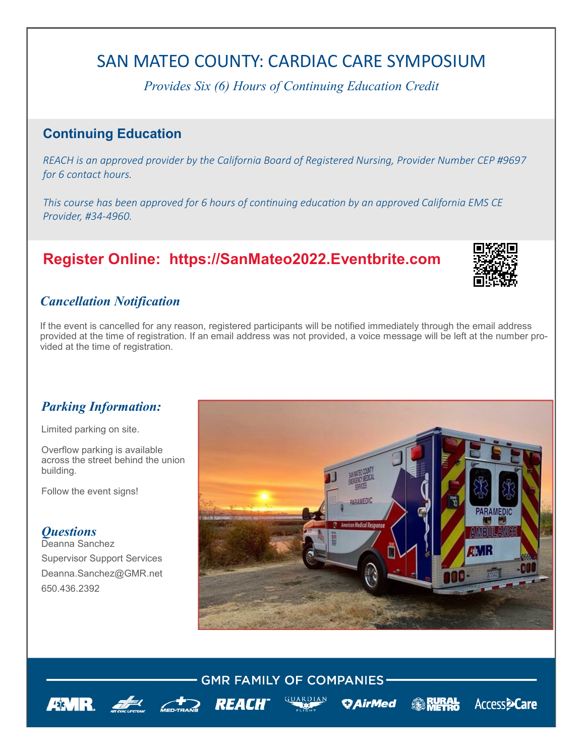# SAN MATEO COUNTY: CARDIAC CARE SYMPOSIUM

*Provides Six (6) Hours of Continuing Education Credit*

## Continuing Education

*REACH is an approved provider by the California Board of Registered Nursing, Provider Number CEP #9697 for 6 contact hours.*

*This course has been approved for 6 hours of continuing education by an approved California EMS CE Provider, #34-4960.*

## Register Online: https://SanMateo2022.Eventbrite.com

### *Cancellation Notification*

If the event is cancelled for any reason, registered participants will be notified immediately through the email address provided at the time of registration. If an email address was not provided, a voice message will be left at the number provided at the time of registration.

### *Parking Information:*

Limited parking on site.

Overflow parking is available across the street behind the union building.

Follow the event signs!

### *Questions*

Deanna Sanchez

Supervisor Support Services

Deanna.Sanchez@GMR.net

650.436.2392

GMR FAMILY OF COMPANIES

AMR · AIR EVAC LIFETEAM · MED-TRANS · REACH · GUARDIAN FLIGHT · AirMed · RURAL METRO · Access2Care